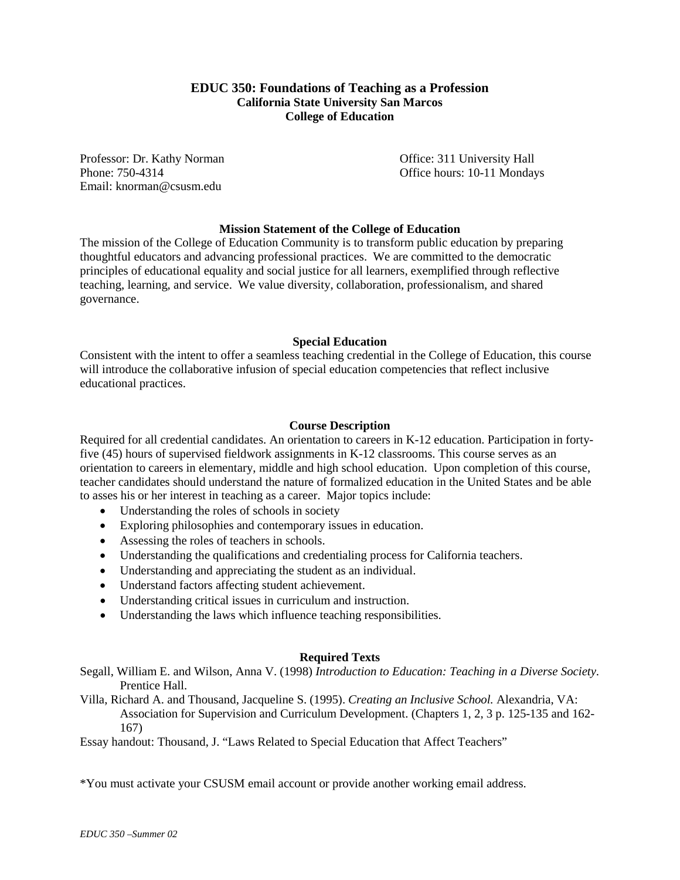# EDUC 350: Foundations of Teaching as a Profession

**California State University San Marcos**
**College of Education**

Professor: Dr. Kathy Norman
Phone: 750-4314
Email: knorman@csusm.edu

Office: 311 University Hall
Office hours: 10-11 Mondays

## Mission Statement of the College of Education

The mission of the College of Education Community is to transform public education by preparing thoughtful educators and advancing professional practices. We are committed to the democratic principles of educational equality and social justice for all learners, exemplified through reflective teaching, learning, and service. We value diversity, collaboration, professionalism, and shared governance.

## Special Education

Consistent with the intent to offer a seamless teaching credential in the College of Education, this course will introduce the collaborative infusion of special education competencies that reflect inclusive educational practices.

## Course Description

Required for all credential candidates. An orientation to careers in K-12 education. Participation in forty-five (45) hours of supervised fieldwork assignments in K-12 classrooms. This course serves as an orientation to careers in elementary, middle and high school education. Upon completion of this course, teacher candidates should understand the nature of formalized education in the United States and be able to asses his or her interest in teaching as a career. Major topics include:

- Understanding the roles of schools in society
- Exploring philosophies and contemporary issues in education.
- Assessing the roles of teachers in schools.
- Understanding the qualifications and credentialing process for California teachers.
- Understanding and appreciating the student as an individual.
- Understand factors affecting student achievement.
- Understanding critical issues in curriculum and instruction.
- Understanding the laws which influence teaching responsibilities.

## Required Texts

Segall, William E. and Wilson, Anna V. (1998) *Introduction to Education: Teaching in a Diverse Society*. Prentice Hall.

Villa, Richard A. and Thousand, Jacqueline S. (1995). *Creating an Inclusive School.* Alexandria, VA: Association for Supervision and Curriculum Development. (Chapters 1, 2, 3 p. 125-135 and 162-167)

Essay handout: Thousand, J. "Laws Related to Special Education that Affect Teachers"

*You must activate your CSUSM email account or provide another working email address.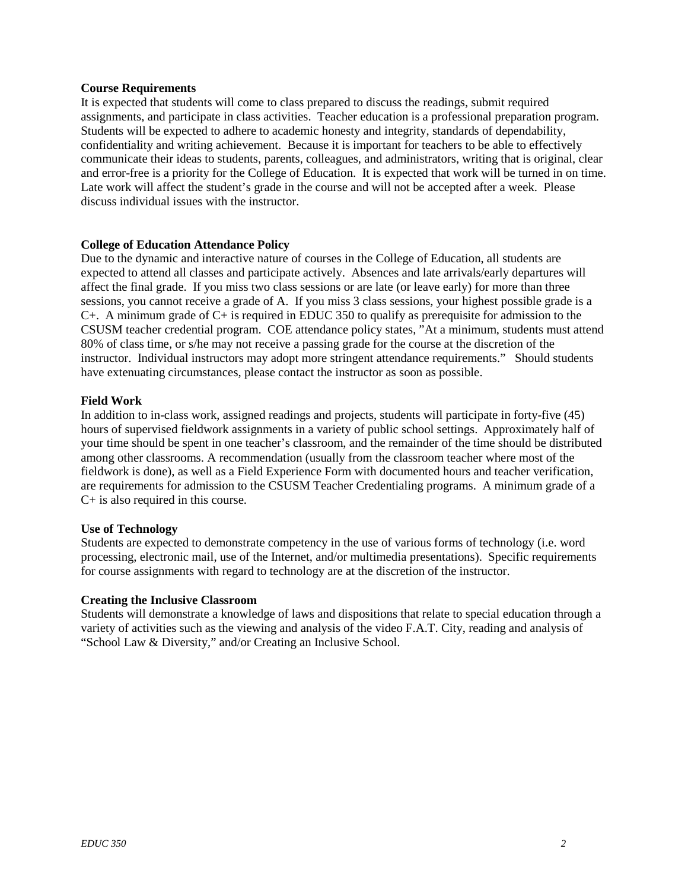**Course Requirements**

It is expected that students will come to class prepared to discuss the readings, submit required assignments, and participate in class activities. Teacher education is a professional preparation program. Students will be expected to adhere to academic honesty and integrity, standards of dependability, confidentiality and writing achievement. Because it is important for teachers to be able to effectively communicate their ideas to students, parents, colleagues, and administrators, writing that is original, clear and error-free is a priority for the College of Education. It is expected that work will be turned in on time. Late work will affect the student's grade in the course and will not be accepted after a week. Please discuss individual issues with the instructor.

**College of Education Attendance Policy**

Due to the dynamic and interactive nature of courses in the College of Education, all students are expected to attend all classes and participate actively. Absences and late arrivals/early departures will affect the final grade. If you miss two class sessions or are late (or leave early) for more than three sessions, you cannot receive a grade of A. If you miss 3 class sessions, your highest possible grade is a C+. A minimum grade of C+ is required in EDUC 350 to qualify as prerequisite for admission to the CSUSM teacher credential program. COE attendance policy states, "At a minimum, students must attend 80% of class time, or s/he may not receive a passing grade for the course at the discretion of the instructor. Individual instructors may adopt more stringent attendance requirements." Should students have extenuating circumstances, please contact the instructor as soon as possible.

**Field Work**

In addition to in-class work, assigned readings and projects, students will participate in forty-five (45) hours of supervised fieldwork assignments in a variety of public school settings. Approximately half of your time should be spent in one teacher's classroom, and the remainder of the time should be distributed among other classrooms. A recommendation (usually from the classroom teacher where most of the fieldwork is done), as well as a Field Experience Form with documented hours and teacher verification, are requirements for admission to the CSUSM Teacher Credentialing programs. A minimum grade of a C+ is also required in this course.

**Use of Technology**

Students are expected to demonstrate competency in the use of various forms of technology (i.e. word processing, electronic mail, use of the Internet, and/or multimedia presentations). Specific requirements for course assignments with regard to technology are at the discretion of the instructor.

**Creating the Inclusive Classroom**

Students will demonstrate a knowledge of laws and dispositions that relate to special education through a variety of activities such as the viewing and analysis of the video F.A.T. City, reading and analysis of "School Law & Diversity," and/or Creating an Inclusive School.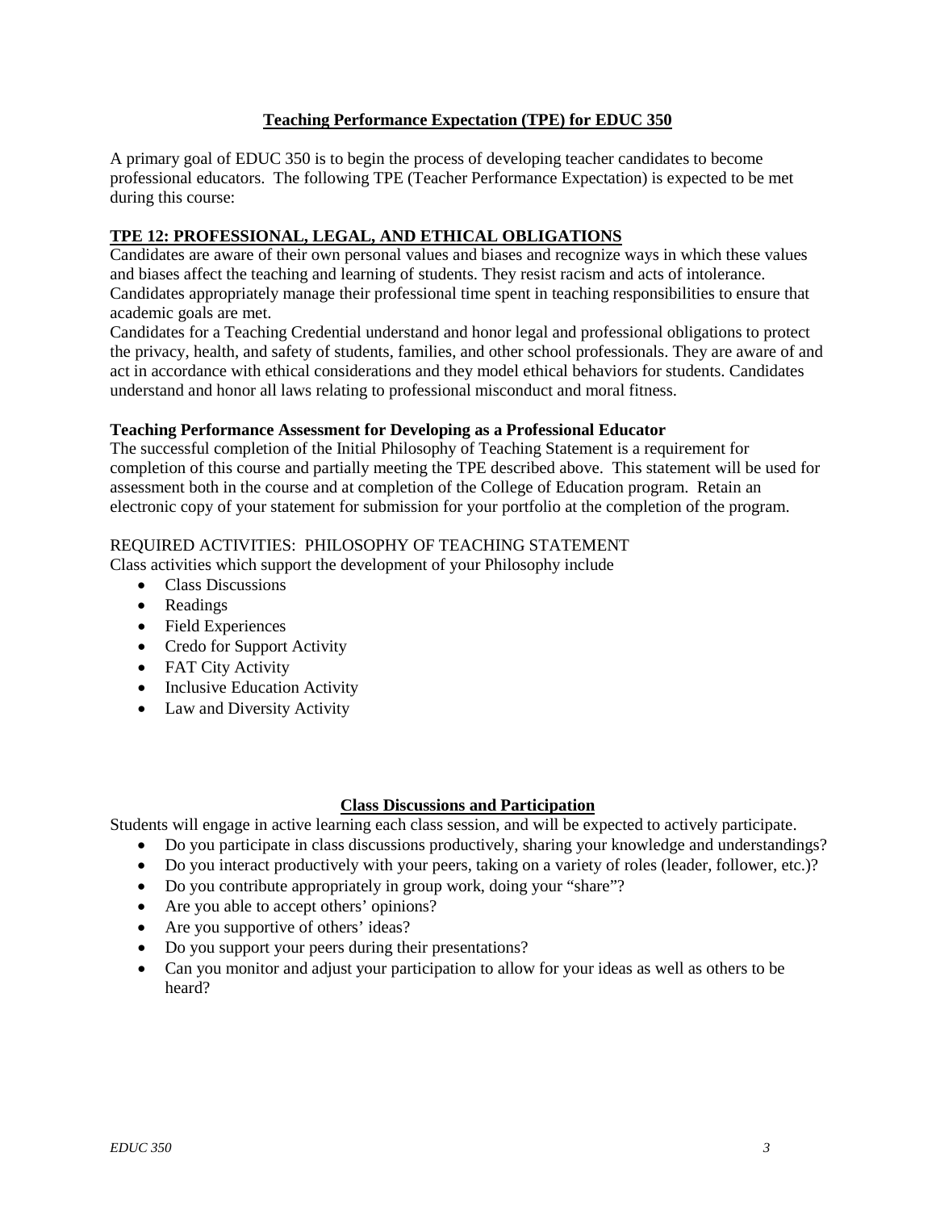## Teaching Performance Expectation (TPE) for EDUC 350

A primary goal of EDUC 350 is to begin the process of developing teacher candidates to become professional educators. The following TPE (Teacher Performance Expectation) is expected to be met during this course:

### TPE 12: PROFESSIONAL, LEGAL, AND ETHICAL OBLIGATIONS

Candidates are aware of their own personal values and biases and recognize ways in which these values and biases affect the teaching and learning of students. They resist racism and acts of intolerance. Candidates appropriately manage their professional time spent in teaching responsibilities to ensure that academic goals are met.

Candidates for a Teaching Credential understand and honor legal and professional obligations to protect the privacy, health, and safety of students, families, and other school professionals. They are aware of and act in accordance with ethical considerations and they model ethical behaviors for students. Candidates understand and honor all laws relating to professional misconduct and moral fitness.

**Teaching Performance Assessment for Developing as a Professional Educator**

The successful completion of the Initial Philosophy of Teaching Statement is a requirement for completion of this course and partially meeting the TPE described above. This statement will be used for assessment both in the course and at completion of the College of Education program. Retain an electronic copy of your statement for submission for your portfolio at the completion of the program.

REQUIRED ACTIVITIES: PHILOSOPHY OF TEACHING STATEMENT

Class activities which support the development of your Philosophy include

- Class Discussions
- Readings
- Field Experiences
- Credo for Support Activity
- FAT City Activity
- Inclusive Education Activity
- Law and Diversity Activity

## Class Discussions and Participation

Students will engage in active learning each class session, and will be expected to actively participate.

- Do you participate in class discussions productively, sharing your knowledge and understandings?
- Do you interact productively with your peers, taking on a variety of roles (leader, follower, etc.)?
- Do you contribute appropriately in group work, doing your "share"?
- Are you able to accept others' opinions?
- Are you supportive of others' ideas?
- Do you support your peers during their presentations?
- Can you monitor and adjust your participation to allow for your ideas as well as others to be heard?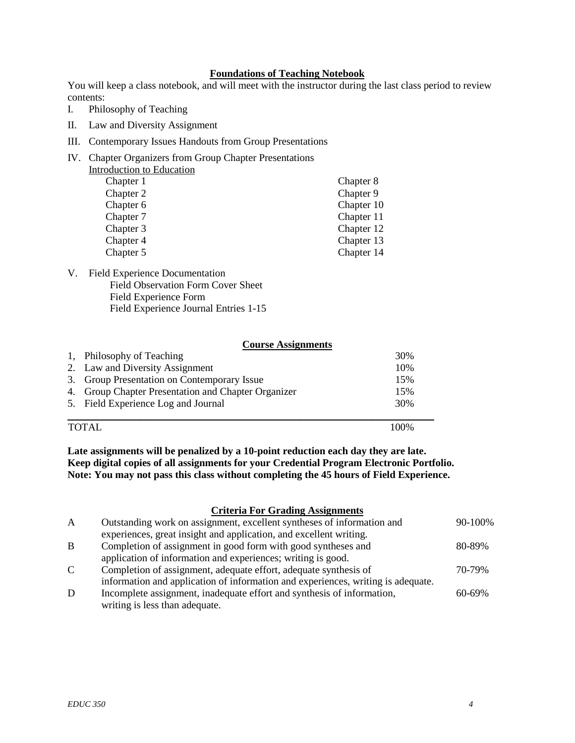## Foundations of Teaching Notebook

You will keep a class notebook, and will meet with the instructor during the last class period to review contents:

I. Philosophy of Teaching

II. Law and Diversity Assignment

III. Contemporary Issues Handouts from Group Presentations

IV. Chapter Organizers from Group Chapter Presentations

<u>Introduction to Education</u>

| | |
|---|---|
| Chapter 1 | Chapter 8 |
| Chapter 2 | Chapter 9 |
| Chapter 6 | Chapter 10 |
| Chapter 7 | Chapter 11 |
| Chapter 3 | Chapter 12 |
| Chapter 4 | Chapter 13 |
| Chapter 5 | Chapter 14 |

V. Field Experience Documentation
   - Field Observation Form Cover Sheet
   - Field Experience Form
   - Field Experience Journal Entries 1-15

## Course Assignments

| Assignment | Weight |
|---|---|
| 1, Philosophy of Teaching | 30% |
| 2. Law and Diversity Assignment | 10% |
| 3. Group Presentation on Contemporary Issue | 15% |
| 4. Group Chapter Presentation and Chapter Organizer | 15% |
| 5. Field Experience Log and Journal | 30% |
| TOTAL | 100% |

**Late assignments will be penalized by a 10-point reduction each day they are late.**
**Keep digital copies of all assignments for your Credential Program Electronic Portfolio.**
**Note: You may not pass this class without completing the 45 hours of Field Experience.**

## Criteria For Grading Assignments

| Grade | Criteria | Range |
|---|---|---|
| A | Outstanding work on assignment, excellent syntheses of information and experiences, great insight and application, and excellent writing. | 90-100% |
| B | Completion of assignment in good form with good syntheses and application of information and experiences; writing is good. | 80-89% |
| C | Completion of assignment, adequate effort, adequate synthesis of information and application of information and experiences, writing is adequate. | 70-79% |
| D | Incomplete assignment, inadequate effort and synthesis of information, writing is less than adequate. | 60-69% |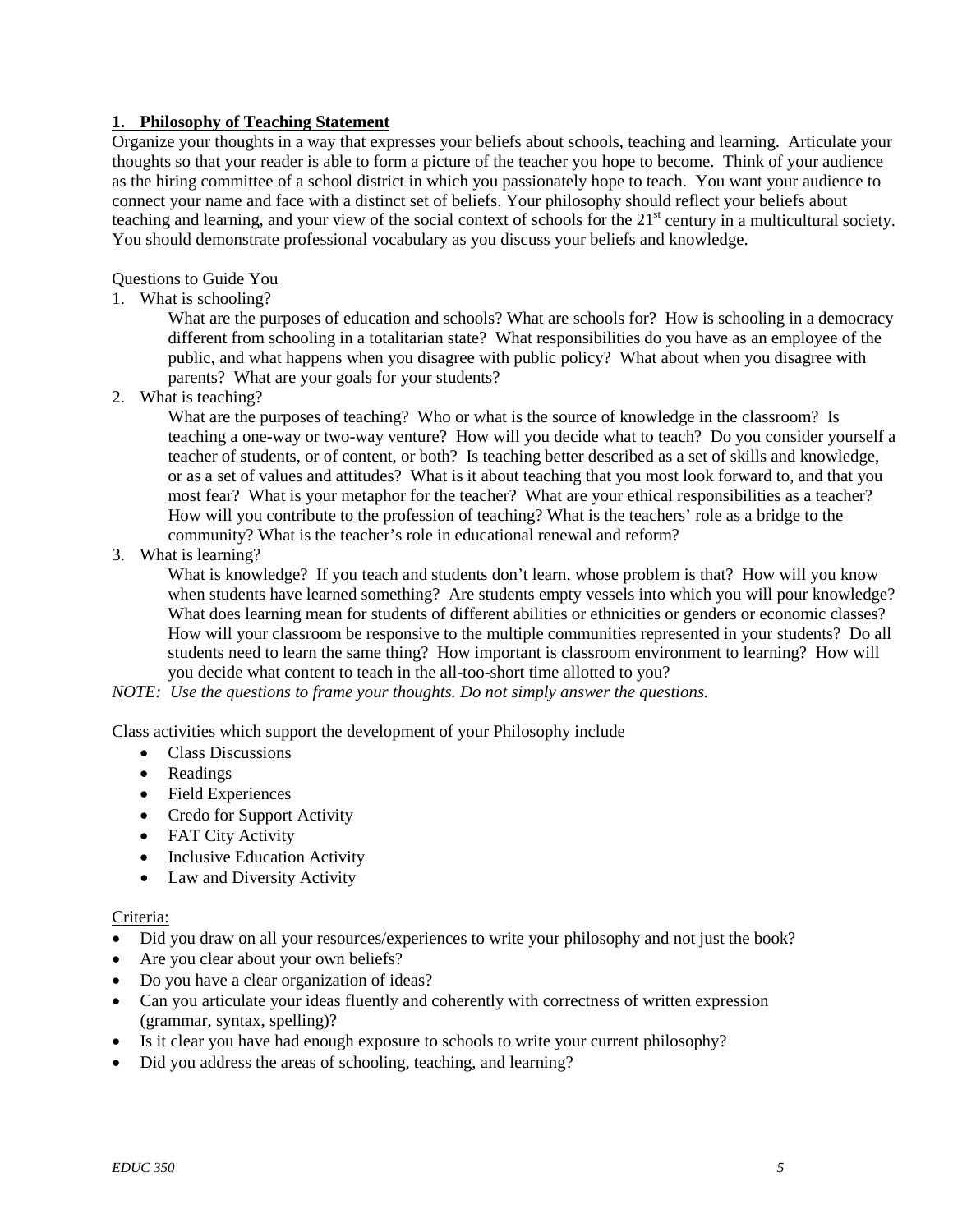## **1. Philosophy of Teaching Statement**

Organize your thoughts in a way that expresses your beliefs about schools, teaching and learning. Articulate your thoughts so that your reader is able to form a picture of the teacher you hope to become. Think of your audience as the hiring committee of a school district in which you passionately hope to teach. You want your audience to connect your name and face with a distinct set of beliefs. Your philosophy should reflect your beliefs about teaching and learning, and your view of the social context of schools for the 21st century in a multicultural society. You should demonstrate professional vocabulary as you discuss your beliefs and knowledge.

Questions to Guide You

1. What is schooling?

   What are the purposes of education and schools? What are schools for? How is schooling in a democracy different from schooling in a totalitarian state? What responsibilities do you have as an employee of the public, and what happens when you disagree with public policy? What about when you disagree with parents? What are your goals for your students?

2. What is teaching?

   What are the purposes of teaching? Who or what is the source of knowledge in the classroom? Is teaching a one-way or two-way venture? How will you decide what to teach? Do you consider yourself a teacher of students, or of content, or both? Is teaching better described as a set of skills and knowledge, or as a set of values and attitudes? What is it about teaching that you most look forward to, and that you most fear? What is your metaphor for the teacher? What are your ethical responsibilities as a teacher? How will you contribute to the profession of teaching? What is the teachers' role as a bridge to the community? What is the teacher's role in educational renewal and reform?

3. What is learning?

   What is knowledge? If you teach and students don't learn, whose problem is that? How will you know when students have learned something? Are students empty vessels into which you will pour knowledge? What does learning mean for students of different abilities or ethnicities or genders or economic classes? How will your classroom be responsive to the multiple communities represented in your students? Do all students need to learn the same thing? How important is classroom environment to learning? How will you decide what content to teach in the all-too-short time allotted to you?

*NOTE: Use the questions to frame your thoughts. Do not simply answer the questions.*

Class activities which support the development of your Philosophy include

- Class Discussions
- Readings
- Field Experiences
- Credo for Support Activity
- FAT City Activity
- Inclusive Education Activity
- Law and Diversity Activity

Criteria:

- Did you draw on all your resources/experiences to write your philosophy and not just the book?
- Are you clear about your own beliefs?
- Do you have a clear organization of ideas?
- Can you articulate your ideas fluently and coherently with correctness of written expression (grammar, syntax, spelling)?
- Is it clear you have had enough exposure to schools to write your current philosophy?
- Did you address the areas of schooling, teaching, and learning?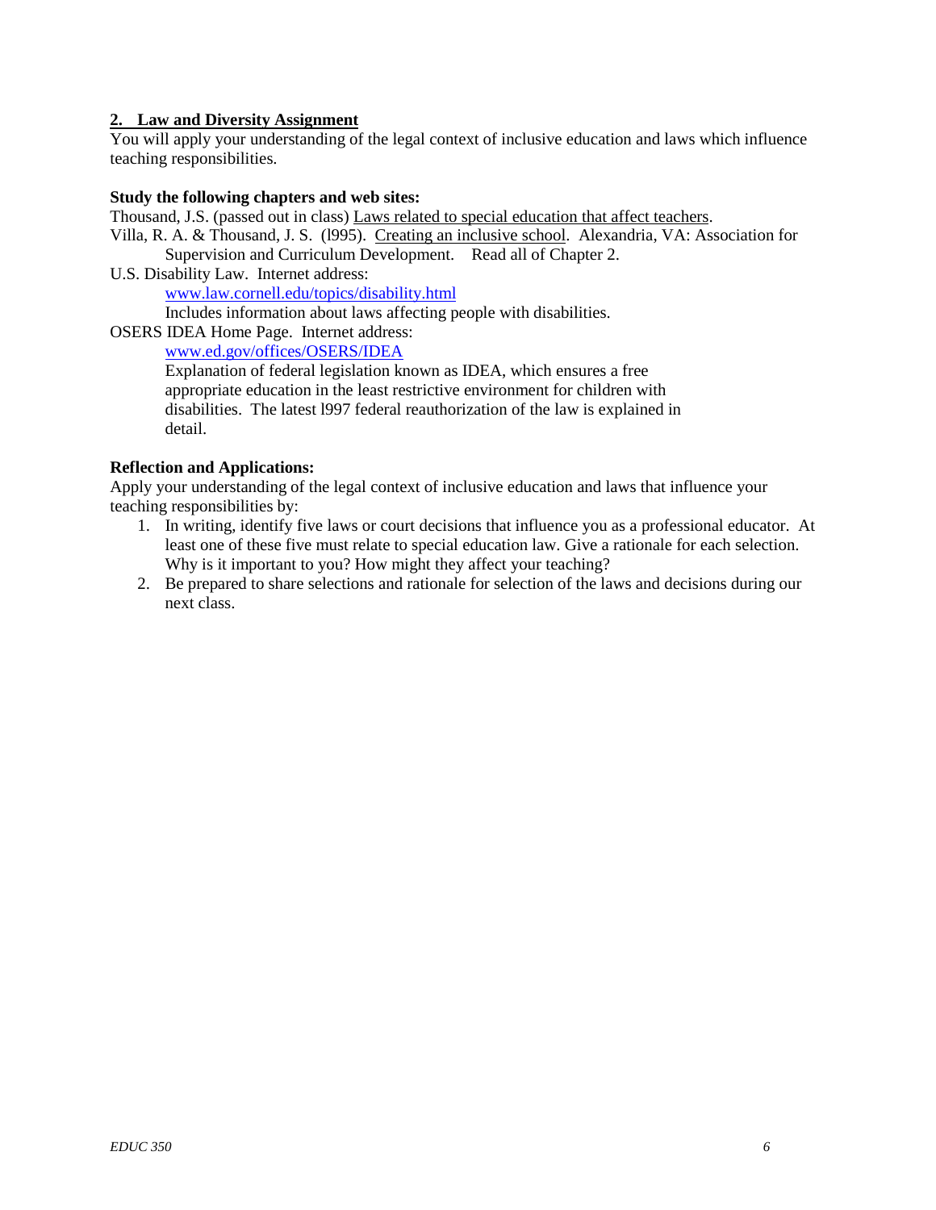## 2. Law and Diversity Assignment

You will apply your understanding of the legal context of inclusive education and laws which influence teaching responsibilities.

**Study the following chapters and web sites:**

Thousand, J.S. (passed out in class) Laws related to special education that affect teachers.

Villa, R. A. & Thousand, J. S. (l995). Creating an inclusive school. Alexandria, VA: Association for Supervision and Curriculum Development. Read all of Chapter 2.

U.S. Disability Law. Internet address:
www.law.cornell.edu/topics/disability.html
Includes information about laws affecting people with disabilities.

OSERS IDEA Home Page. Internet address:
www.ed.gov/offices/OSERS/IDEA
Explanation of federal legislation known as IDEA, which ensures a free appropriate education in the least restrictive environment for children with disabilities. The latest l997 federal reauthorization of the law is explained in detail.

**Reflection and Applications:**

Apply your understanding of the legal context of inclusive education and laws that influence your teaching responsibilities by:

1. In writing, identify five laws or court decisions that influence you as a professional educator. At least one of these five must relate to special education law. Give a rationale for each selection. Why is it important to you? How might they affect your teaching?
2. Be prepared to share selections and rationale for selection of the laws and decisions during our next class.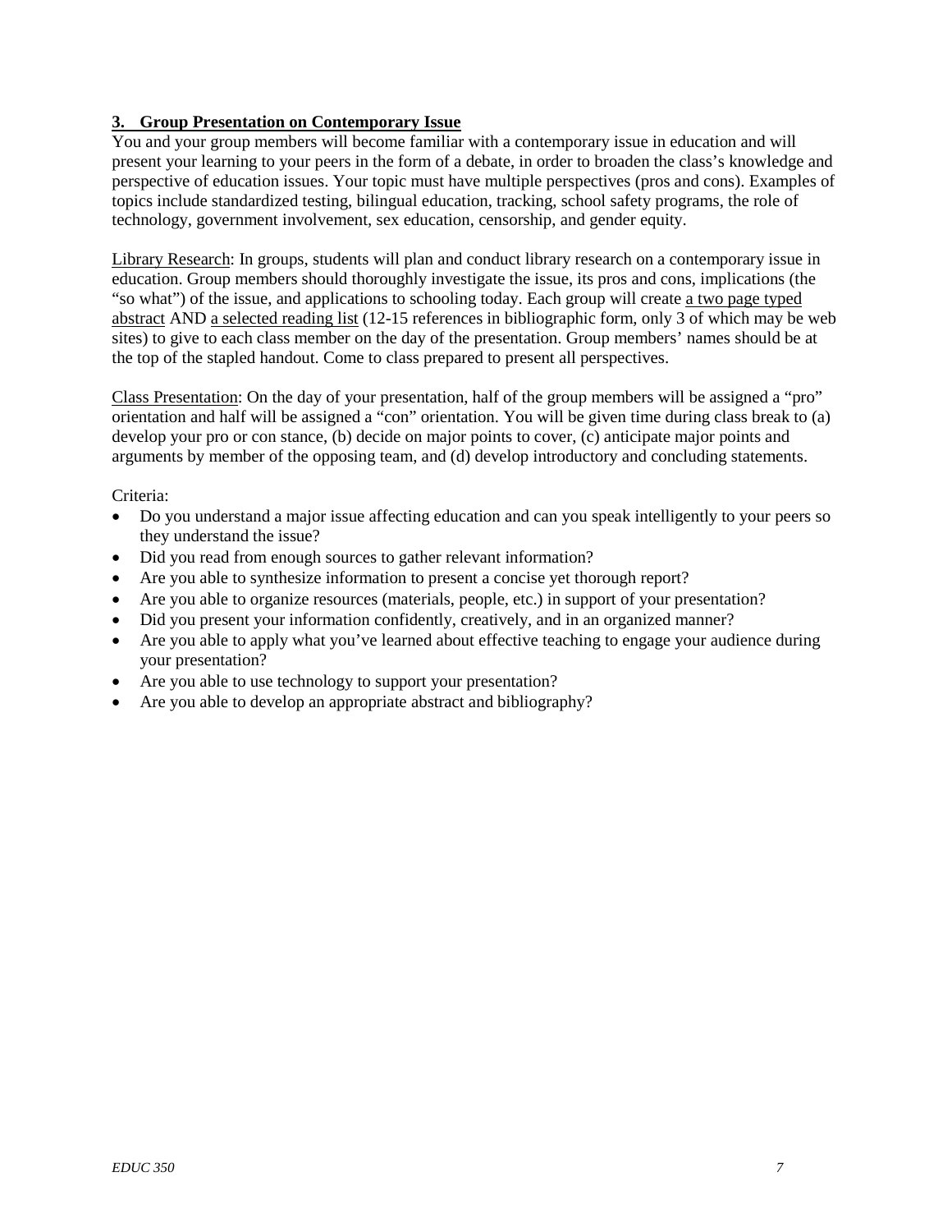### 3. Group Presentation on Contemporary Issue

You and your group members will become familiar with a contemporary issue in education and will present your learning to your peers in the form of a debate, in order to broaden the class's knowledge and perspective of education issues. Your topic must have multiple perspectives (pros and cons). Examples of topics include standardized testing, bilingual education, tracking, school safety programs, the role of technology, government involvement, sex education, censorship, and gender equity.

Library Research: In groups, students will plan and conduct library research on a contemporary issue in education. Group members should thoroughly investigate the issue, its pros and cons, implications (the "so what") of the issue, and applications to schooling today. Each group will create a two page typed abstract AND a selected reading list (12-15 references in bibliographic form, only 3 of which may be web sites) to give to each class member on the day of the presentation. Group members' names should be at the top of the stapled handout. Come to class prepared to present all perspectives.

Class Presentation: On the day of your presentation, half of the group members will be assigned a "pro" orientation and half will be assigned a "con" orientation. You will be given time during class break to (a) develop your pro or con stance, (b) decide on major points to cover, (c) anticipate major points and arguments by member of the opposing team, and (d) develop introductory and concluding statements.

Criteria:

- Do you understand a major issue affecting education and can you speak intelligently to your peers so they understand the issue?
- Did you read from enough sources to gather relevant information?
- Are you able to synthesize information to present a concise yet thorough report?
- Are you able to organize resources (materials, people, etc.) in support of your presentation?
- Did you present your information confidently, creatively, and in an organized manner?
- Are you able to apply what you've learned about effective teaching to engage your audience during your presentation?
- Are you able to use technology to support your presentation?
- Are you able to develop an appropriate abstract and bibliography?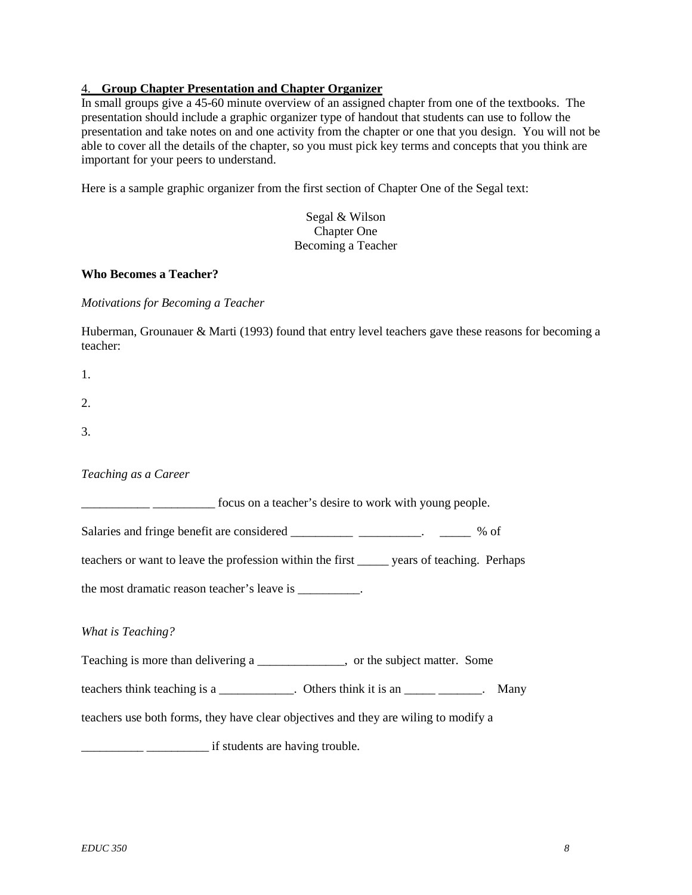**4. Group Chapter Presentation and Chapter Organizer**

In small groups give a 45-60 minute overview of an assigned chapter from one of the textbooks. The presentation should include a graphic organizer type of handout that students can use to follow the presentation and take notes on and one activity from the chapter or one that you design. You will not be able to cover all the details of the chapter, so you must pick key terms and concepts that you think are important for your peers to understand.

Here is a sample graphic organizer from the first section of Chapter One of the Segal text:

<center>Segal & Wilson<br>Chapter One<br>Becoming a Teacher</center>

**Who Becomes a Teacher?**

*Motivations for Becoming a Teacher*

Huberman, Grounauer & Marti (1993) found that entry level teachers gave these reasons for becoming a teacher:

1.

2.

3.

*Teaching as a Career*

___________ __________ focus on a teacher's desire to work with young people.

Salaries and fringe benefit are considered __________ __________. _____ % of teachers or want to leave the profession within the first _____ years of teaching. Perhaps the most dramatic reason teacher's leave is __________.

*What is Teaching?*

Teaching is more than delivering a ______________, or the subject matter. Some teachers think teaching is a ____________. Others think it is an _____ _______. Many teachers use both forms, they have clear objectives and they are wiling to modify a __________ __________ if students are having trouble.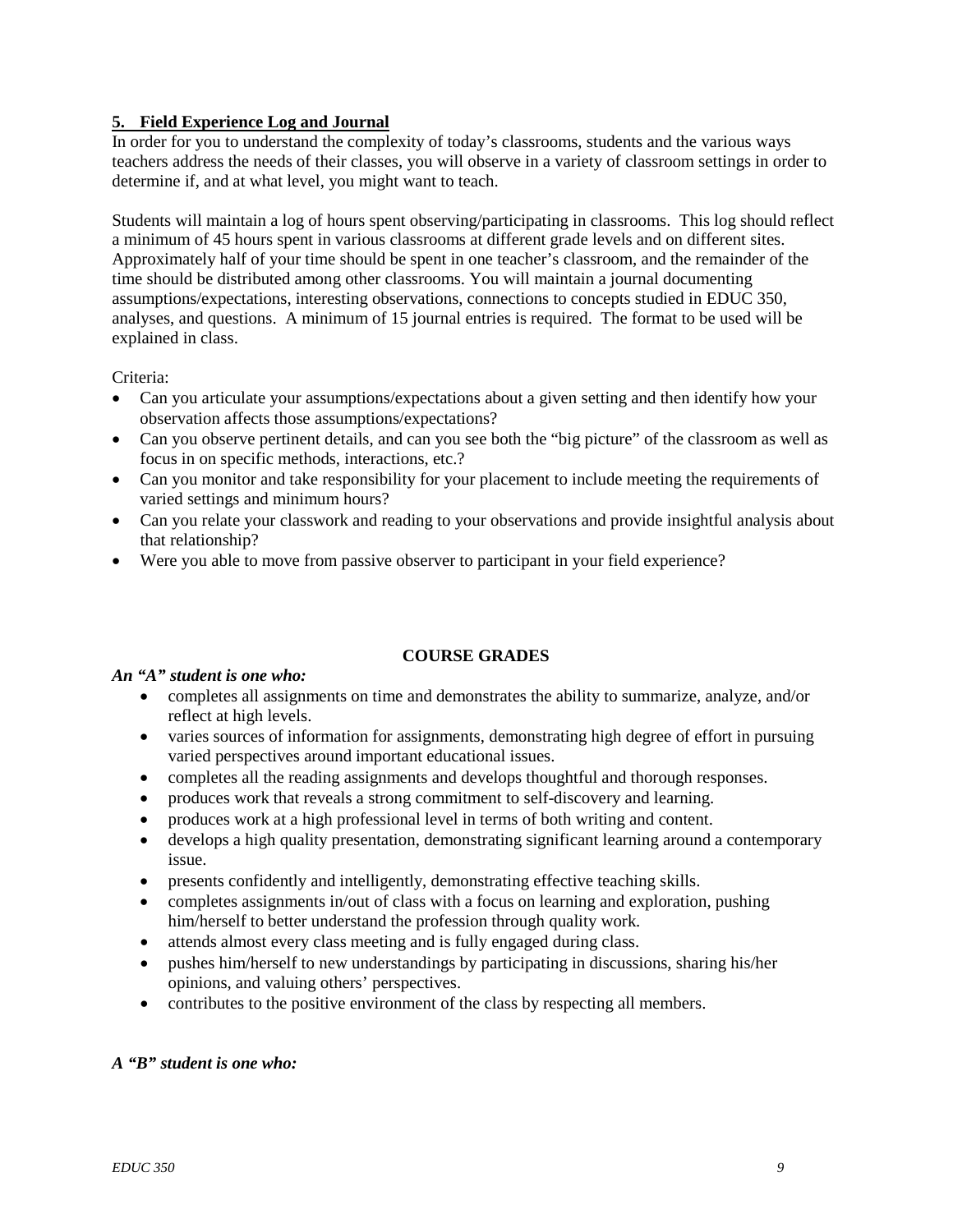**5. Field Experience Log and Journal**

In order for you to understand the complexity of today's classrooms, students and the various ways teachers address the needs of their classes, you will observe in a variety of classroom settings in order to determine if, and at what level, you might want to teach.

Students will maintain a log of hours spent observing/participating in classrooms. This log should reflect a minimum of 45 hours spent in various classrooms at different grade levels and on different sites. Approximately half of your time should be spent in one teacher's classroom, and the remainder of the time should be distributed among other classrooms. You will maintain a journal documenting assumptions/expectations, interesting observations, connections to concepts studied in EDUC 350, analyses, and questions. A minimum of 15 journal entries is required. The format to be used will be explained in class.

Criteria:

- Can you articulate your assumptions/expectations about a given setting and then identify how your observation affects those assumptions/expectations?
- Can you observe pertinent details, and can you see both the "big picture" of the classroom as well as focus in on specific methods, interactions, etc.?
- Can you monitor and take responsibility for your placement to include meeting the requirements of varied settings and minimum hours?
- Can you relate your classwork and reading to your observations and provide insightful analysis about that relationship?
- Were you able to move from passive observer to participant in your field experience?

## COURSE GRADES

***An "A" student is one who:***

- completes all assignments on time and demonstrates the ability to summarize, analyze, and/or reflect at high levels.
- varies sources of information for assignments, demonstrating high degree of effort in pursuing varied perspectives around important educational issues.
- completes all the reading assignments and develops thoughtful and thorough responses.
- produces work that reveals a strong commitment to self-discovery and learning.
- produces work at a high professional level in terms of both writing and content.
- develops a high quality presentation, demonstrating significant learning around a contemporary issue.
- presents confidently and intelligently, demonstrating effective teaching skills.
- completes assignments in/out of class with a focus on learning and exploration, pushing him/herself to better understand the profession through quality work.
- attends almost every class meeting and is fully engaged during class.
- pushes him/herself to new understandings by participating in discussions, sharing his/her opinions, and valuing others' perspectives.
- contributes to the positive environment of the class by respecting all members.

***A "B" student is one who:***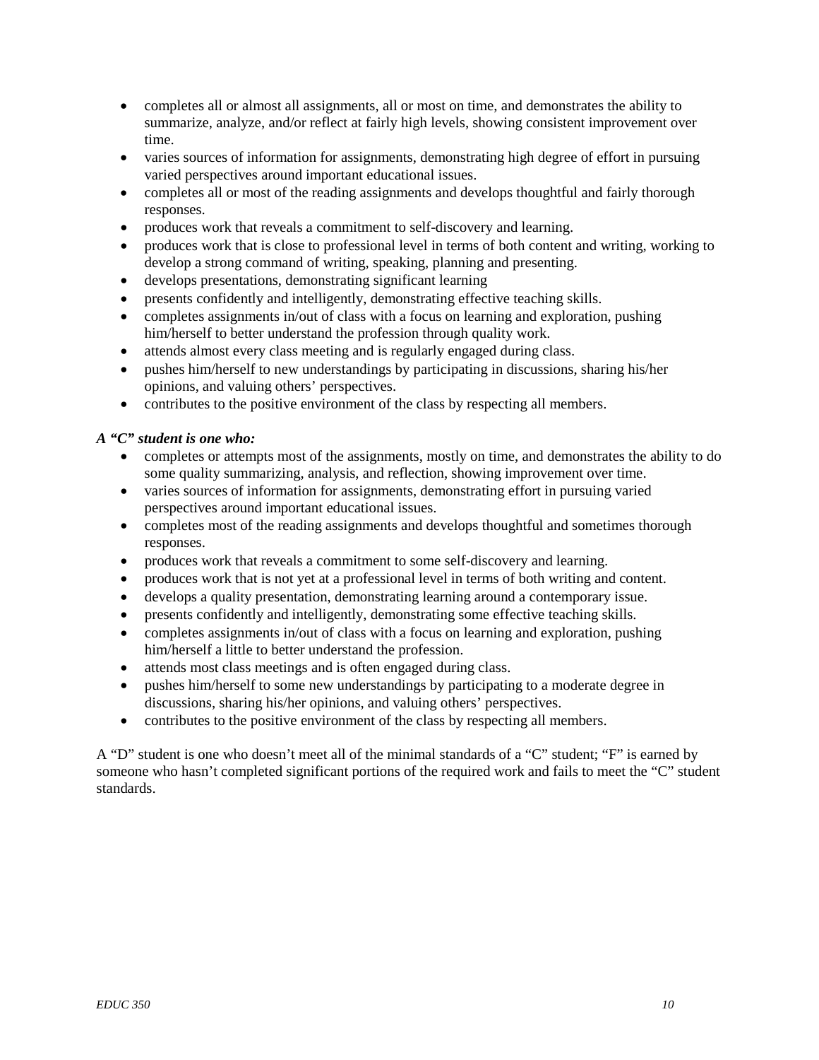- completes all or almost all assignments, all or most on time, and demonstrates the ability to summarize, analyze, and/or reflect at fairly high levels, showing consistent improvement over time.
- varies sources of information for assignments, demonstrating high degree of effort in pursuing varied perspectives around important educational issues.
- completes all or most of the reading assignments and develops thoughtful and fairly thorough responses.
- produces work that reveals a commitment to self-discovery and learning.
- produces work that is close to professional level in terms of both content and writing, working to develop a strong command of writing, speaking, planning and presenting.
- develops presentations, demonstrating significant learning
- presents confidently and intelligently, demonstrating effective teaching skills.
- completes assignments in/out of class with a focus on learning and exploration, pushing him/herself to better understand the profession through quality work.
- attends almost every class meeting and is regularly engaged during class.
- pushes him/herself to new understandings by participating in discussions, sharing his/her opinions, and valuing others' perspectives.
- contributes to the positive environment of the class by respecting all members.

***A "C" student is one who:***

- completes or attempts most of the assignments, mostly on time, and demonstrates the ability to do some quality summarizing, analysis, and reflection, showing improvement over time.
- varies sources of information for assignments, demonstrating effort in pursuing varied perspectives around important educational issues.
- completes most of the reading assignments and develops thoughtful and sometimes thorough responses.
- produces work that reveals a commitment to some self-discovery and learning.
- produces work that is not yet at a professional level in terms of both writing and content.
- develops a quality presentation, demonstrating learning around a contemporary issue.
- presents confidently and intelligently, demonstrating some effective teaching skills.
- completes assignments in/out of class with a focus on learning and exploration, pushing him/herself a little to better understand the profession.
- attends most class meetings and is often engaged during class.
- pushes him/herself to some new understandings by participating to a moderate degree in discussions, sharing his/her opinions, and valuing others' perspectives.
- contributes to the positive environment of the class by respecting all members.

A "D" student is one who doesn't meet all of the minimal standards of a "C" student; "F" is earned by someone who hasn't completed significant portions of the required work and fails to meet the "C" student standards.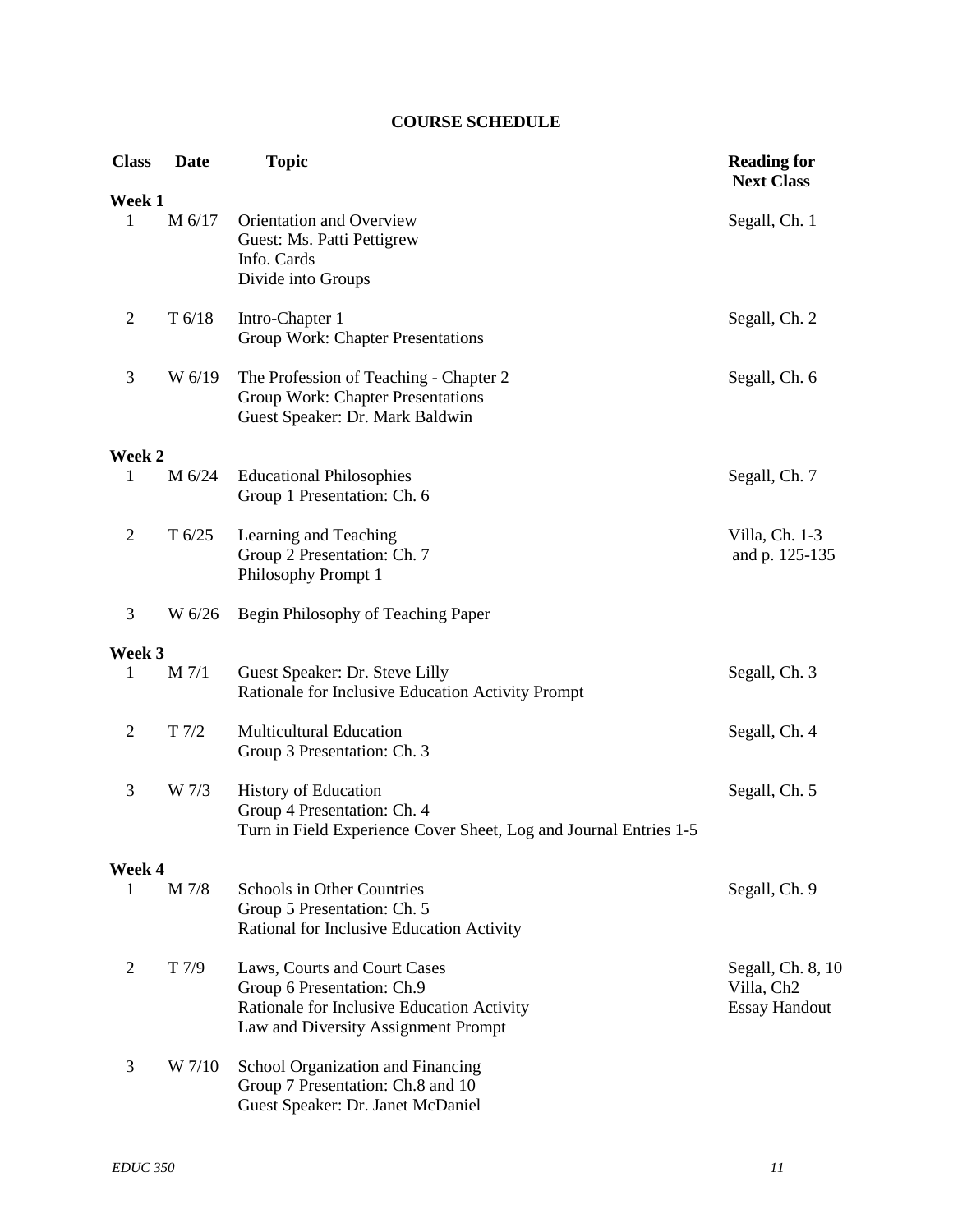## COURSE SCHEDULE

| Class | Date | Topic | Reading for Next Class |
|---|---|---|---|
| **Week 1** | | | |
| 1 | M 6/17 | Orientation and Overview<br>Guest: Ms. Patti Pettigrew<br>Info. Cards<br>Divide into Groups | Segall, Ch. 1 |
| 2 | T 6/18 | Intro-Chapter 1<br>Group Work: Chapter Presentations | Segall, Ch. 2 |
| 3 | W 6/19 | The Profession of Teaching - Chapter 2<br>Group Work: Chapter Presentations<br>Guest Speaker: Dr. Mark Baldwin | Segall, Ch. 6 |
| **Week 2** | | | |
| 1 | M 6/24 | Educational Philosophies<br>Group 1 Presentation: Ch. 6 | Segall, Ch. 7 |
| 2 | T 6/25 | Learning and Teaching<br>Group 2 Presentation: Ch. 7<br>Philosophy Prompt 1 | Villa, Ch. 1-3 and p. 125-135 |
| 3 | W 6/26 | Begin Philosophy of Teaching Paper | |
| **Week 3** | | | |
| 1 | M 7/1 | Guest Speaker: Dr. Steve Lilly<br>Rationale for Inclusive Education Activity Prompt | Segall, Ch. 3 |
| 2 | T 7/2 | Multicultural Education<br>Group 3 Presentation: Ch. 3 | Segall, Ch. 4 |
| 3 | W 7/3 | History of Education<br>Group 4 Presentation: Ch. 4<br>Turn in Field Experience Cover Sheet, Log and Journal Entries 1-5 | Segall, Ch. 5 |
| **Week 4** | | | |
| 1 | M 7/8 | Schools in Other Countries<br>Group 5 Presentation: Ch. 5<br>Rational for Inclusive Education Activity | Segall, Ch. 9 |
| 2 | T 7/9 | Laws, Courts and Court Cases<br>Group 6 Presentation: Ch.9<br>Rationale for Inclusive Education Activity<br>Law and Diversity Assignment Prompt | Segall, Ch. 8, 10<br>Villa, Ch2<br>Essay Handout |
| 3 | W 7/10 | School Organization and Financing<br>Group 7 Presentation: Ch.8 and 10<br>Guest Speaker: Dr. Janet McDaniel | |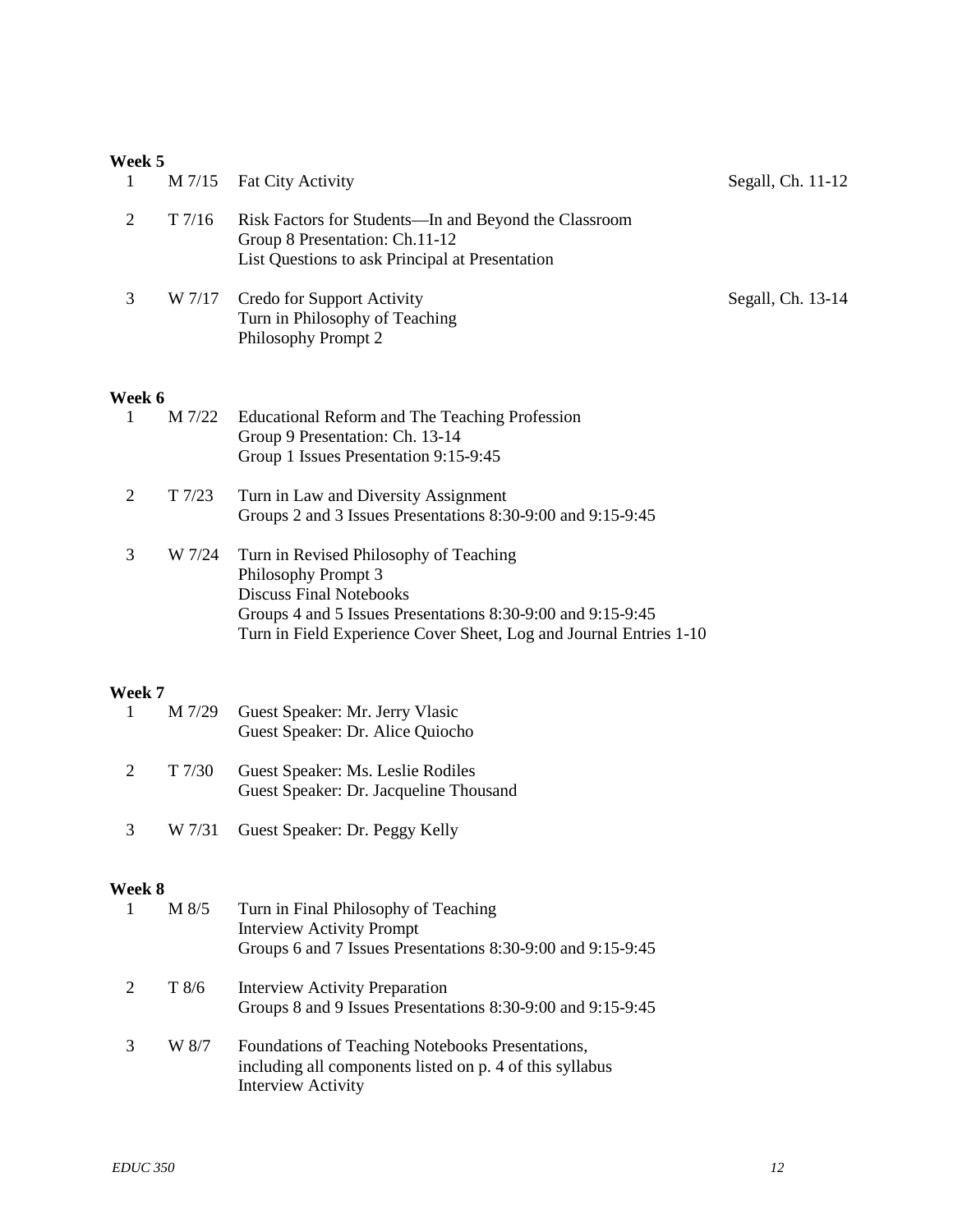**Week 5**

| | | | |
|---|---|---|---|
| 1 | M 7/15 | Fat City Activity | Segall, Ch. 11-12 |
| 2 | T 7/16 | Risk Factors for Students—In and Beyond the Classroom<br>Group 8 Presentation: Ch.11-12<br>List Questions to ask Principal at Presentation | |
| 3 | W 7/17 | Credo for Support Activity<br>Turn in Philosophy of Teaching<br>Philosophy Prompt 2 | Segall, Ch. 13-14 |

**Week 6**

| | | | |
|---|---|---|---|
| 1 | M 7/22 | Educational Reform and The Teaching Profession<br>Group 9 Presentation: Ch. 13-14<br>Group 1 Issues Presentation 9:15-9:45 | |
| 2 | T 7/23 | Turn in Law and Diversity Assignment<br>Groups 2 and 3 Issues Presentations 8:30-9:00 and 9:15-9:45 | |
| 3 | W 7/24 | Turn in Revised Philosophy of Teaching<br>Philosophy Prompt 3<br>Discuss Final Notebooks<br>Groups 4 and 5 Issues Presentations 8:30-9:00 and 9:15-9:45<br>Turn in Field Experience Cover Sheet, Log and Journal Entries 1-10 | |

**Week 7**

| | | | |
|---|---|---|---|
| 1 | M 7/29 | Guest Speaker: Mr. Jerry Vlasic<br>Guest Speaker: Dr. Alice Quiocho | |
| 2 | T 7/30 | Guest Speaker: Ms. Leslie Rodiles<br>Guest Speaker: Dr. Jacqueline Thousand | |
| 3 | W 7/31 | Guest Speaker: Dr. Peggy Kelly | |

**Week 8**

| | | | |
|---|---|---|---|
| 1 | M 8/5 | Turn in Final Philosophy of Teaching<br>Interview Activity Prompt<br>Groups 6 and 7 Issues Presentations 8:30-9:00 and 9:15-9:45 | |
| 2 | T 8/6 | Interview Activity Preparation<br>Groups 8 and 9 Issues Presentations 8:30-9:00 and 9:15-9:45 | |
| 3 | W 8/7 | Foundations of Teaching Notebooks Presentations,<br>including all components listed on p. 4 of this syllabus<br>Interview Activity | |